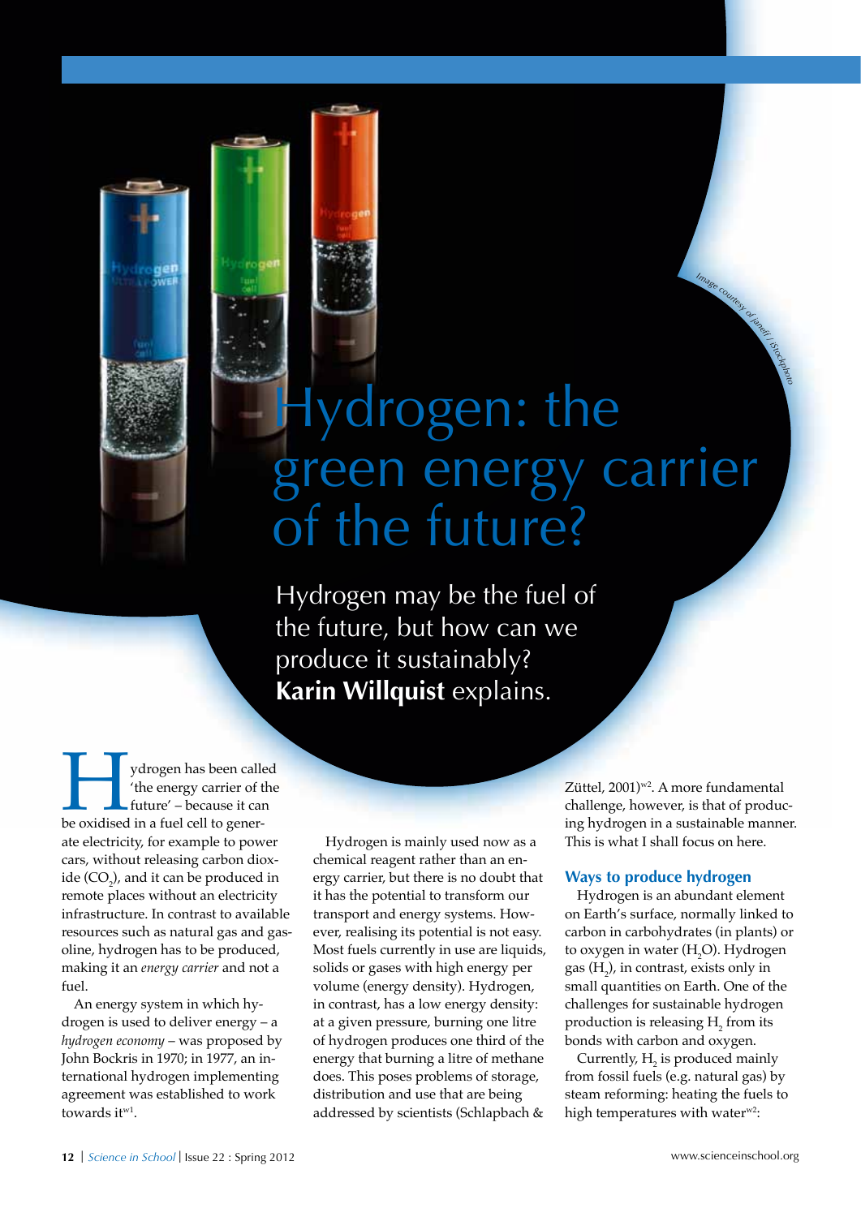# Hydrogen: the green energy carrier of the future?

Hydrogen may be the fuel of the future, but how can we produce it sustainably? **Karin Willquist** explains.

Image courtesy of janeff / iStockphoto

Hydrogen has been called 'the energy carrier of the future' – because it can be oxidised in a fuel cell to generate electricity, for example to power cars, without releasing carbon dioxide ($CO_2$), and it can be produced in remote places without an electricity infrastructure. In contrast to available resources such as natural gas and gasoline, hydrogen has to be produced, making it an *energy carrier* and not a fuel.

An energy system in which hydrogen is used to deliver energy – a *hydrogen economy* – was proposed by John Bockris in 1970; in 1977, an international hydrogen implementing agreement was established to work towards it[w1].

Hydrogen is mainly used now as a chemical reagent rather than an energy carrier, but there is no doubt that it has the potential to transform our transport and energy systems. However, realising its potential is not easy. Most fuels currently in use are liquids, solids or gases with high energy per volume (energy density). Hydrogen, in contrast, has a low energy density: at a given pressure, burning one litre of hydrogen produces one third of the energy that burning a litre of methane does. This poses problems of storage, distribution and use that are being addressed by scientists (Schlapbach & Züttel, 2001)[w2]. A more fundamental challenge, however, is that of producing hydrogen in a sustainable manner. This is what I shall focus on here.

## Ways to produce hydrogen

Hydrogen is an abundant element on Earth's surface, normally linked to carbon in carbohydrates (in plants) or to oxygen in water ($H_2O$). Hydrogen gas ($H_2$), in contrast, exists only in small quantities on Earth. One of the challenges for sustainable hydrogen production is releasing $H_2$ from its bonds with carbon and oxygen.

Currently, $H_2$ is produced mainly from fossil fuels (e.g. natural gas) by steam reforming: heating the fuels to high temperatures with water[w2]: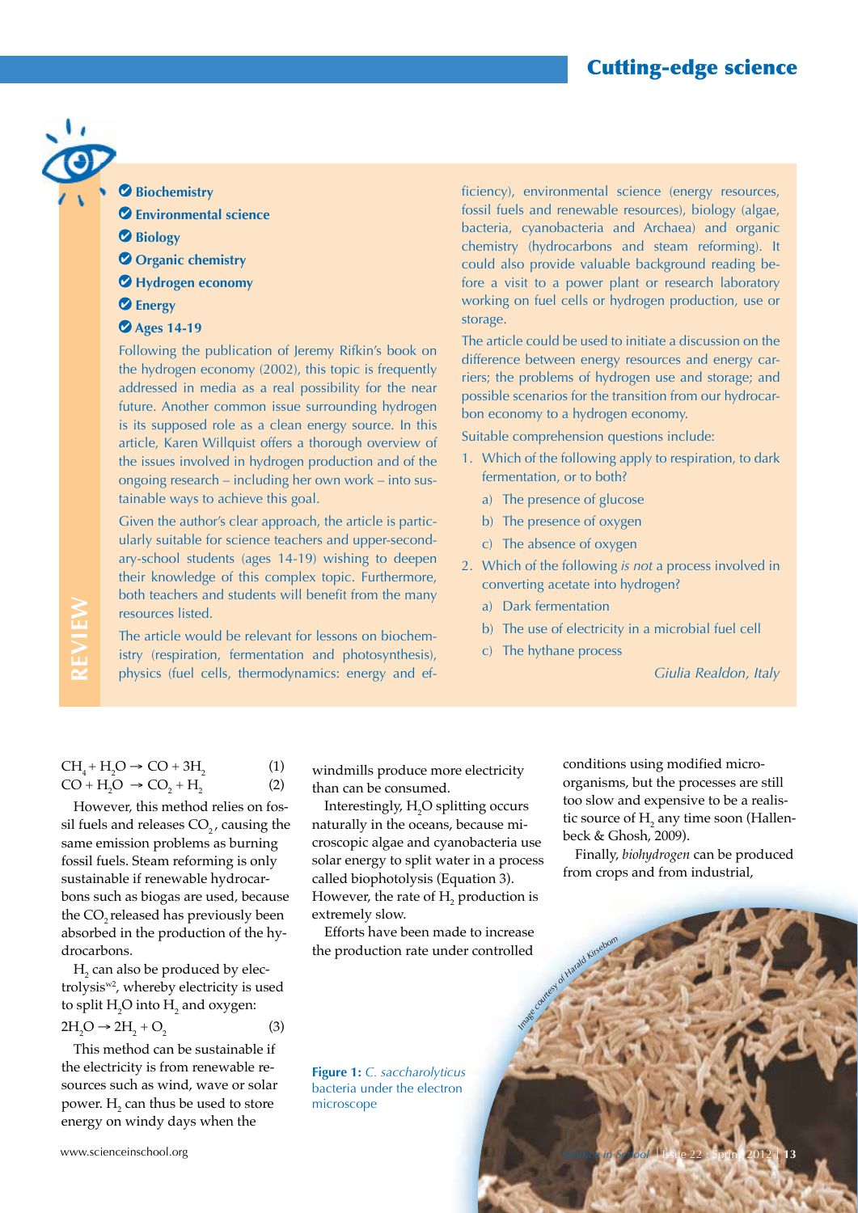- Biochemistry
- Environmental science
- Biology
- Organic chemistry
- Hydrogen economy
- Energy
- Ages 14-19

**REVIEW**

Following the publication of Jeremy Rifkin's book on the hydrogen economy (2002), this topic is frequently addressed in media as a real possibility for the near future. Another common issue surrounding hydrogen is its supposed role as a clean energy source. In this article, Karen Willquist offers a thorough overview of the issues involved in hydrogen production and of the ongoing research – including her own work – into sustainable ways to achieve this goal.

Given the author's clear approach, the article is particularly suitable for science teachers and upper-secondary-school students (ages 14-19) wishing to deepen their knowledge of this complex topic. Furthermore, both teachers and students will benefit from the many resources listed.

The article would be relevant for lessons on biochemistry (respiration, fermentation and photosynthesis), physics (fuel cells, thermodynamics: energy and efficiency), environmental science (energy resources, fossil fuels and renewable resources), biology (algae, bacteria, cyanobacteria and Archaea) and organic chemistry (hydrocarbons and steam reforming). It could also provide valuable background reading before a visit to a power plant or research laboratory working on fuel cells or hydrogen production, use or storage.

The article could be used to initiate a discussion on the difference between energy resources and energy carriers; the problems of hydrogen use and storage; and possible scenarios for the transition from our hydrocarbon economy to a hydrogen economy.

Suitable comprehension questions include:

1. Which of the following apply to respiration, to dark fermentation, or to both?
   a) The presence of glucose
   b) The presence of oxygen
   c) The absence of oxygen
2. Which of the following *is not* a process involved in converting acetate into hydrogen?
   a) Dark fermentation
   b) The use of electricity in a microbial fuel cell
   c) The hythane process

*Giulia Realdon, Italy*

$$CH_4 + H_2O \rightarrow CO + 3H_2 \quad (1)$$

$$CO + H_2O \rightarrow CO_2 + H_2 \quad (2)$$

However, this method relies on fossil fuels and releases $CO_2$, causing the same emission problems as burning fossil fuels. Steam reforming is only sustainable if renewable hydrocarbons such as biogas are used, because the $CO_2$ released has previously been absorbed in the production of the hydrocarbons.

$H_2$ can also be produced by electrolysis[w2], whereby electricity is used to split $H_2O$ into $H_2$ and oxygen:

$$2H_2O \rightarrow 2H_2 + O_2 \quad (3)$$

This method can be sustainable if the electricity is from renewable resources such as wind, wave or solar power. $H_2$ can thus be used to store energy on windy days when the windmills produce more electricity than can be consumed.

Interestingly, $H_2O$ splitting occurs naturally in the oceans, because microscopic algae and cyanobacteria use solar energy to split water in a process called biophotolysis (Equation 3). However, the rate of $H_2$ production is extremely slow.

Efforts have been made to increase the production rate under controlled conditions using modified microorganisms, but the processes are still too slow and expensive to be a realistic source of $H_2$ any time soon (Hallenbeck & Ghosh, 2009).

Finally, *biohydrogen* can be produced from crops and from industrial,

**Figure 1:** *C. saccharolyticus* bacteria under the electron microscope

Image courtesy of Harald Kirsebom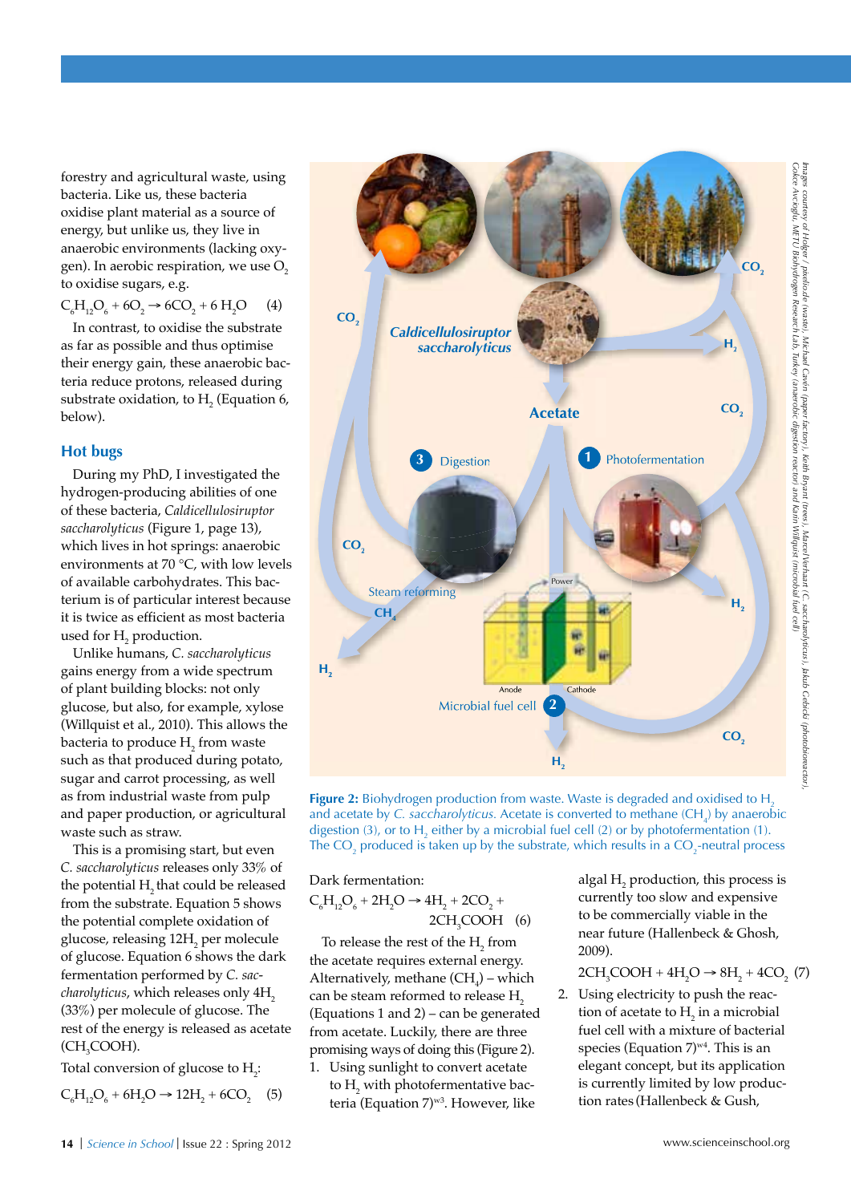forestry and agricultural waste, using bacteria. Like us, these bacteria oxidise plant material as a source of energy, but unlike us, they live in anaerobic environments (lacking oxygen). In aerobic respiration, we use $O_2$ to oxidise sugars, e.g.

$$C_6H_{12}O_6 + 6O_2 \rightarrow 6CO_2 + 6\,H_2O \quad (4)$$

In contrast, to oxidise the substrate as far as possible and thus optimise their energy gain, these anaerobic bacteria reduce protons, released during substrate oxidation, to $H_2$ (Equation 6, below).

## Hot bugs

During my PhD, I investigated the hydrogen-producing abilities of one of these bacteria, *Caldicellulosiruptor saccharolyticus* (Figure 1, page 13), which lives in hot springs: anaerobic environments at 70 °C, with low levels of available carbohydrates. This bacterium is of particular interest because it is twice as efficient as most bacteria used for $H_2$ production.

Unlike humans, *C. saccharolyticus* gains energy from a wide spectrum of plant building blocks: not only glucose, but also, for example, xylose (Willquist et al., 2010). This allows the bacteria to produce $H_2$ from waste such as that produced during potato, sugar and carrot processing, as well as from industrial waste from pulp and paper production, or agricultural waste such as straw.

This is a promising start, but even *C. saccharolyticus* releases only 33% of the potential $H_2$ that could be released from the substrate. Equation 5 shows the potential complete oxidation of glucose, releasing $12H_2$ per molecule of glucose. Equation 6 shows the dark fermentation performed by *C. saccharolyticus*, which releases only $4H_2$ (33%) per molecule of glucose. The rest of the energy is released as acetate ($CH_3COOH$).

Total conversion of glucose to $H_2$:

$$C_6H_{12}O_6 + 6H_2O \rightarrow 12H_2 + 6CO_2 \quad (5)$$

Figure 2: Biohydrogen production from waste. Waste is degraded and oxidised to $H_2$ and acetate by *C. saccharolyticus*. Acetate is converted to methane ($CH_4$) by anaerobic digestion (3), or to $H_2$ either by a microbial fuel cell (2) or by photofermentation (1). The $CO_2$ produced is taken up by the substrate, which results in a $CO_2$-neutral process

Dark fermentation:

$$C_6H_{12}O_6 + 2H_2O \rightarrow 4H_2 + 2CO_2 + 2CH_3COOH \quad (6)$$

To release the rest of the $H_2$ from the acetate requires external energy. Alternatively, methane ($CH_4$) – which can be steam reformed to release $H_2$ (Equations 1 and 2) – can be generated from acetate. Luckily, there are three promising ways of doing this (Figure 2).

1. Using sunlight to convert acetate to $H_2$ with photofermentative bacteria (Equation 7)[w3]. However, like algal $H_2$ production, this process is currently too slow and expensive to be commercially viable in the near future (Hallenbeck & Ghosh, 2009).

$$2CH_3COOH + 4H_2O \rightarrow 8H_2 + 4CO_2 \quad (7)$$

2. Using electricity to push the reaction of acetate to $H_2$ in a microbial fuel cell with a mixture of bacterial species (Equation 7)[w4]. This is an elegant concept, but its application is currently limited by low production rates (Hallenbeck & Gush,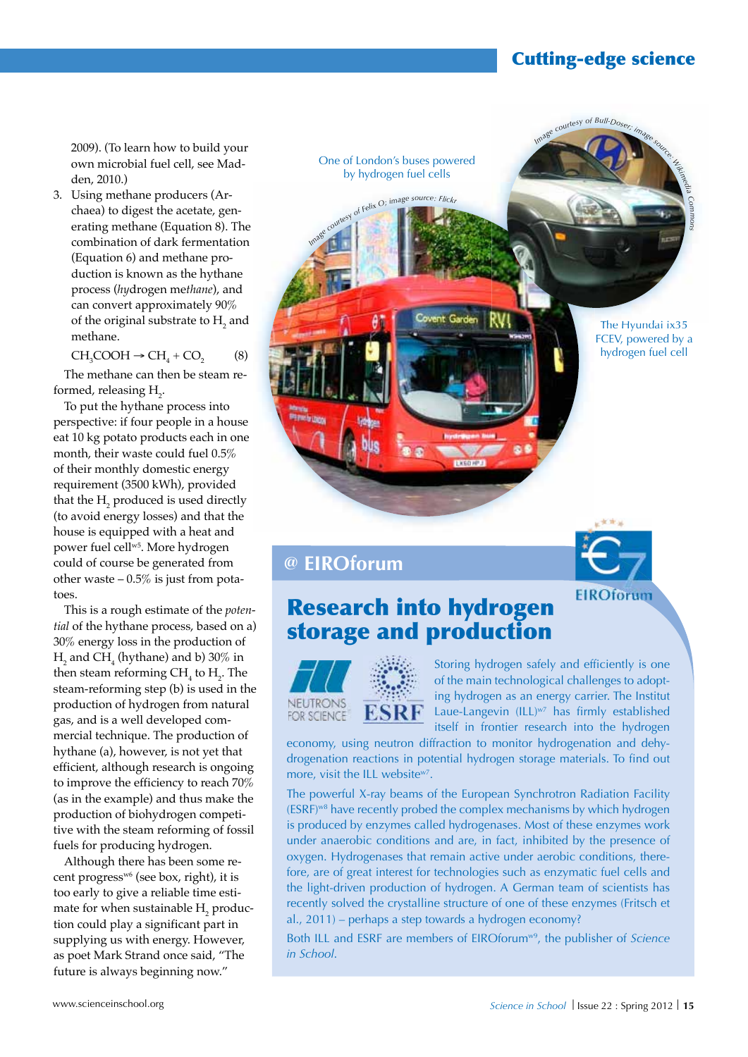2009). (To learn how to build your own microbial fuel cell, see Madden, 2010.)

3. Using methane producers (Archaea) to digest the acetate, generating methane (Equation 8). The combination of dark fermentation (Equation 6) and methane production is known as the hythane process (*hy*drogen me*thane*), and can convert approximately 90% of the original substrate to $H_2$ and methane.

$$CH_3COOH \rightarrow CH_4 + CO_2 \quad (8)$$

The methane can then be steam reformed, releasing $H_2$.

To put the hythane process into perspective: if four people in a house eat 10 kg potato products each in one month, their waste could fuel 0.5% of their monthly domestic energy requirement (3500 kWh), provided that the $H_2$ produced is used directly (to avoid energy losses) and that the house is equipped with a heat and power fuel cell[w5]. More hydrogen could of course be generated from other waste – 0.5% is just from potatoes.

This is a rough estimate of the *potential* of the hythane process, based on a) 30% energy loss in the production of $H_2$ and $CH_4$ (hythane) and b) 30% in then steam reforming $CH_4$ to $H_2$. The steam-reforming step (b) is used in the production of hydrogen from natural gas, and is a well developed commercial technique. The production of hythane (a), however, is not yet that efficient, although research is ongoing to improve the efficiency to reach 70% (as in the example) and thus make the production of biohydrogen competitive with the steam reforming of fossil fuels for producing hydrogen.

Although there has been some recent progress[w6] (see box, right), it is too early to give a reliable time estimate for when sustainable $H_2$ production could play a significant part in supplying us with energy. However, as poet Mark Strand once said, "The future is always beginning now."

One of London's buses powered by hydrogen fuel cells

Image courtesy of Felix O; image source: Flickr

The Hyundai ix35 FCEV, powered by a hydrogen fuel cell

Image courtesy of Bull-Doser; image source: Wikimedia Commons

## @ EIROforum

### Research into hydrogen storage and production

Storing hydrogen safely and efficiently is one of the main technological challenges to adopting hydrogen as an energy carrier. The Institut Laue-Langevin (ILL)[w7] has firmly established itself in frontier research into the hydrogen economy, using neutron diffraction to monitor hydrogenation and dehydrogenation reactions in potential hydrogen storage materials. To find out more, visit the ILL website[w7].

The powerful X-ray beams of the European Synchrotron Radiation Facility (ESRF)[w8] have recently probed the complex mechanisms by which hydrogen is produced by enzymes called hydrogenases. Most of these enzymes work under anaerobic conditions and are, in fact, inhibited by the presence of oxygen. Hydrogenases that remain active under aerobic conditions, therefore, are of great interest for technologies such as enzymatic fuel cells and the light-driven production of hydrogen. A German team of scientists has recently solved the crystalline structure of one of these enzymes (Fritsch et al., 2011) – perhaps a step towards a hydrogen economy?

Both ILL and ESRF are members of EIROforum[w9], the publisher of *Science in School*.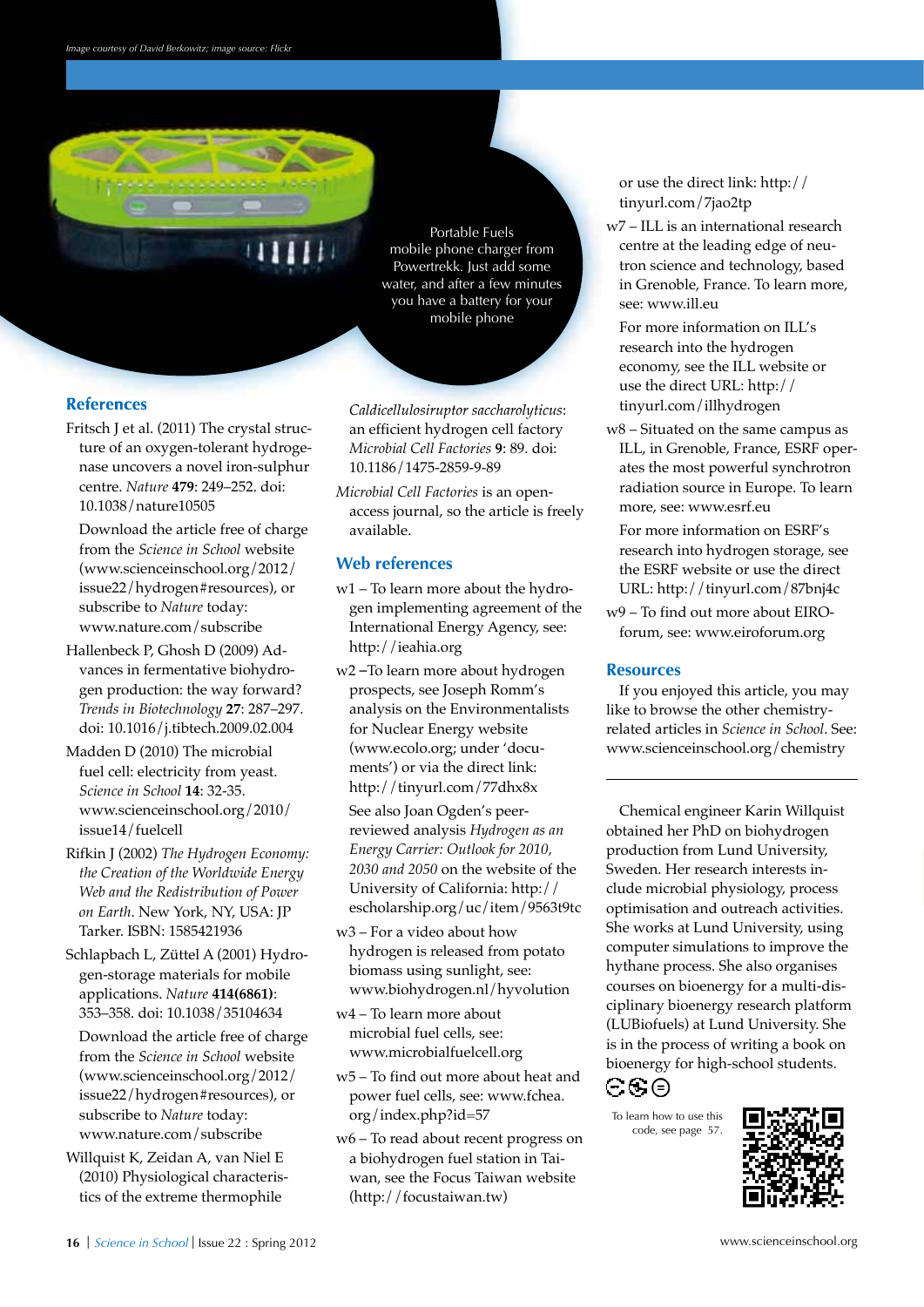Image courtesy of David Berkowitz; image source: Flickr

Portable Fuels mobile phone charger from Powertrekk. Just add some water, and after a few minutes you have a battery for your mobile phone

## References

Fritsch J et al. (2011) The crystal structure of an oxygen-tolerant hydrogenase uncovers a novel iron-sulphur centre. *Nature* **479**: 249–252. doi: 10.1038/nature10505

Download the article free of charge from the *Science in School* website (www.scienceinschool.org/2012/issue22/hydrogen#resources), or subscribe to *Nature* today: www.nature.com/subscribe

Hallenbeck P, Ghosh D (2009) Advances in fermentative biohydrogen production: the way forward? *Trends in Biotechnology* **27**: 287–297. doi: 10.1016/j.tibtech.2009.02.004

Madden D (2010) The microbial fuel cell: electricity from yeast. *Science in School* **14**: 32-35. www.scienceinschool.org/2010/issue14/fuelcell

Rifkin J (2002) *The Hydrogen Economy: the Creation of the Worldwide Energy Web and the Redistribution of Power on Earth*. New York, NY, USA: JP Tarker. ISBN: 1585421936

Schlapbach L, Züttel A (2001) Hydrogen-storage materials for mobile applications. *Nature* **414(6861)**: 353–358. doi: 10.1038/35104634

Download the article free of charge from the *Science in School* website (www.scienceinschool.org/2012/issue22/hydrogen#resources), or subscribe to *Nature* today: www.nature.com/subscribe

Willquist K, Zeidan A, van Niel E (2010) Physiological characteristics of the extreme thermophile *Caldicellulosiruptor saccharolyticus*: an efficient hydrogen cell factory *Microbial Cell Factories* **9**: 89. doi: 10.1186/1475-2859-9-89

*Microbial Cell Factories* is an open-access journal, so the article is freely available.

## Web references

w1 – To learn more about the hydrogen implementing agreement of the International Energy Agency, see: http://ieahia.org

w2 –To learn more about hydrogen prospects, see Joseph Romm's analysis on the Environmentalists for Nuclear Energy website (www.ecolo.org; under 'documents') or via the direct link: http://tinyurl.com/77dhx8x

See also Joan Ogden's peer-reviewed analysis *Hydrogen as an Energy Carrier: Outlook for 2010, 2030 and 2050* on the website of the University of California: http://escholarship.org/uc/item/9563t9tc

w3 – For a video about how hydrogen is released from potato biomass using sunlight, see: www.biohydrogen.nl/hyvolution

w4 – To learn more about microbial fuel cells, see: www.microbialfuelcell.org

w5 – To find out more about heat and power fuel cells, see: www.fchea.org/index.php?id=57

w6 – To read about recent progress on a biohydrogen fuel station in Taiwan, see the Focus Taiwan website (http://focustaiwan.tw) or use the direct link: http://tinyurl.com/7jao2tp

w7 – ILL is an international research centre at the leading edge of neutron science and technology, based in Grenoble, France. To learn more, see: www.ill.eu

For more information on ILL's research into the hydrogen economy, see the ILL website or use the direct URL: http://tinyurl.com/illhydrogen

w8 – Situated on the same campus as ILL, in Grenoble, France, ESRF operates the most powerful synchrotron radiation source in Europe. To learn more, see: www.esrf.eu

For more information on ESRF's research into hydrogen storage, see the ESRF website or use the direct URL: http://tinyurl.com/87bnj4c

w9 – To find out more about EIROforum, see: www.eiroforum.org

## Resources

If you enjoyed this article, you may like to browse the other chemistry-related articles in *Science in School*. See: www.scienceinschool.org/chemistry

---

Chemical engineer Karin Willquist obtained her PhD on biohydrogen production from Lund University, Sweden. Her research interests include microbial physiology, process optimisation and outreach activities. She works at Lund University, using computer simulations to improve the hythane process. She also organises courses on bioenergy for a multi-disciplinary bioenergy research platform (LUBiofuels) at Lund University. She is in the process of writing a book on bioenergy for high-school students.

To learn how to use this code, see page 57.